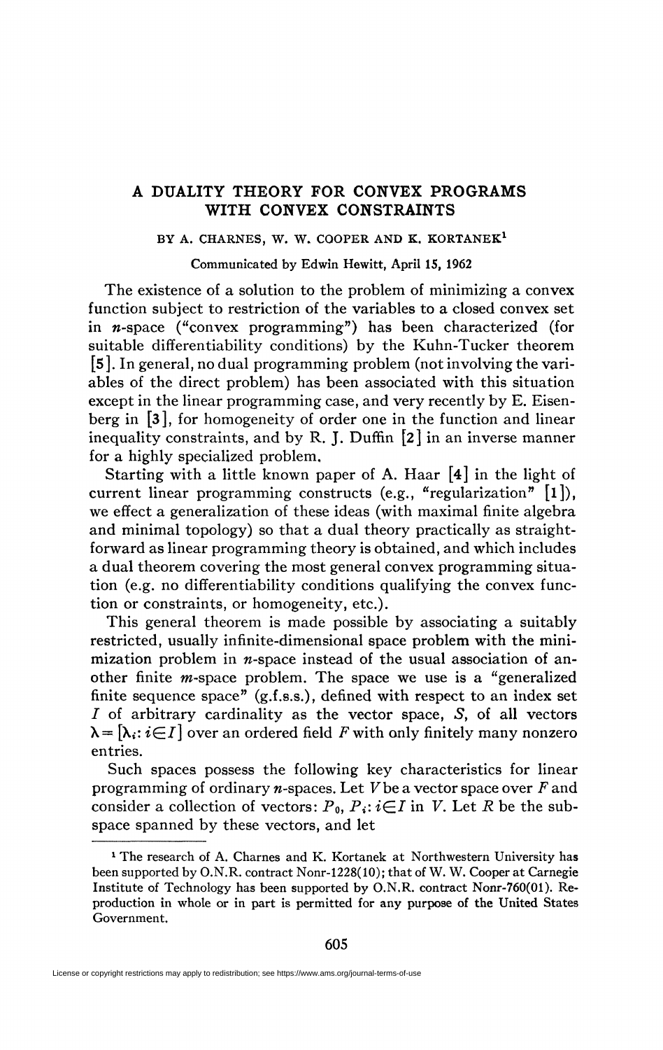# A DUALITY THEORY FOR CONVEX PROGRAMS WITH CONVEX CONSTRAINTS

BY A. CHARNES, W. W. COOPER AND K. KORTANEK[1]

Communicated by Edwin Hewitt, April 15, 1962

The existence of a solution to the problem of minimizing a convex function subject to restriction of the variables to a closed convex set in $n$-space ("convex programming") has been characterized (for suitable differentiability conditions) by the Kuhn-Tucker theorem [5]. In general, no dual programming problem (not involving the variables of the direct problem) has been associated with this situation except in the linear programming case, and very recently by E. Eisenberg in [3], for homogeneity of order one in the function and linear inequality constraints, and by R. J. Duffin [2] in an inverse manner for a highly specialized problem.

Starting with a little known paper of A. Haar [4] in the light of current linear programming constructs (e.g., "regularization" [1]), we effect a generalization of these ideas (with maximal finite algebra and minimal topology) so that a dual theory practically as straightforward as linear programming theory is obtained, and which includes a dual theorem covering the most general convex programming situation (e.g. no differentiability conditions qualifying the convex function or constraints, or homogeneity, etc.).

This general theorem is made possible by associating a suitably restricted, usually infinite-dimensional space problem with the minimization problem in $n$-space instead of the usual association of another finite $m$-space problem. The space we use is a "generalized finite sequence space" (g.f.s.s.), defined with respect to an index set $I$ of arbitrary cardinality as the vector space, $S$, of all vectors $\lambda = [\lambda_i : i \in I]$ over an ordered field $F$ with only finitely many nonzero entries.

Such spaces possess the following key characteristics for linear programming of ordinary $n$-spaces. Let $V$ be a vector space over $F$ and consider a collection of vectors: $P_0, P_i : i \in I$ in $V$. Let $R$ be the subspace spanned by these vectors, and let

---

[1] The research of A. Charnes and K. Kortanek at Northwestern University has been supported by O.N.R. contract Nonr-1228(10); that of W. W. Cooper at Carnegie Institute of Technology has been supported by O.N.R. contract Nonr-760(01). Reproduction in whole or in part is permitted for any purpose of the United States Government.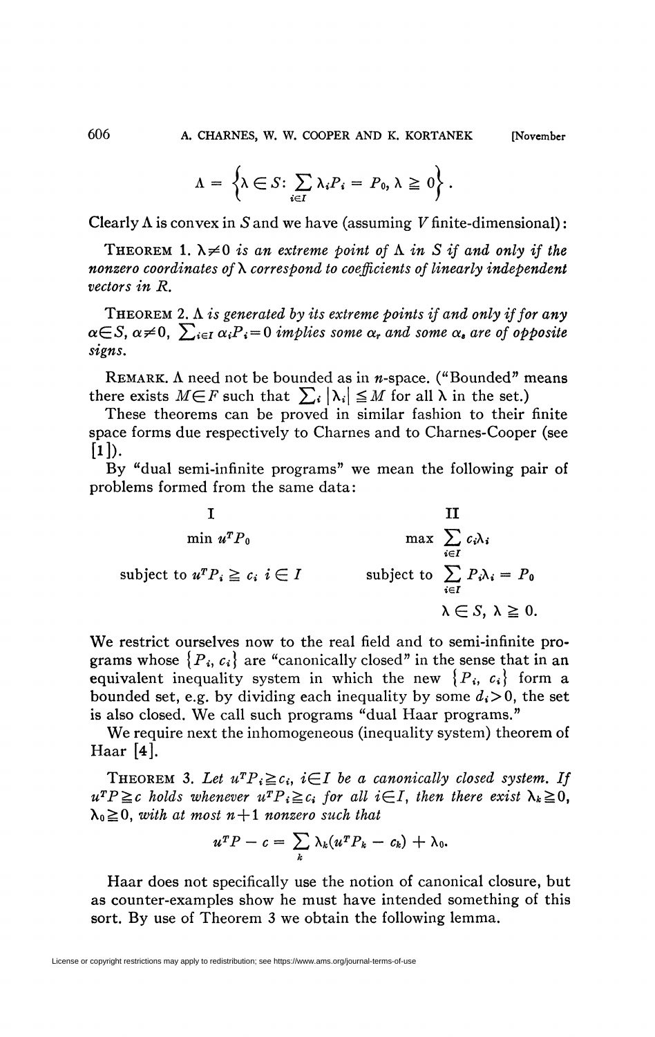$$\Lambda = \left\{ \lambda \in S: \sum_{i \in I} \lambda_i P_i = P_0, \lambda \geqq 0 \right\}.$$

Clearly $\Lambda$ is convex in $S$ and we have (assuming $V$ finite-dimensional):

THEOREM 1. *$\lambda \neq 0$ is an extreme point of $\Lambda$ in $S$ if and only if the nonzero coordinates of $\lambda$ correspond to coefficients of linearly independent vectors in $R$.*

THEOREM 2. *$\Lambda$ is generated by its extreme points if and only if for any $\alpha \in S$, $\alpha \neq 0$, $\sum_{i \in I} \alpha_i P_i = 0$ implies some $\alpha_r$ and some $\alpha_s$ are of opposite signs.*

REMARK. $\Lambda$ need not be bounded as in $n$-space. ("Bounded" means there exists $M \in F$ such that $\sum_i |\lambda_i| \leqq M$ for all $\lambda$ in the set.)

These theorems can be proved in similar fashion to their finite space forms due respectively to Charnes and to Charnes-Cooper (see [1]).

By "dual semi-infinite programs" we mean the following pair of problems formed from the same data:

| I | II |
|---|---|
| $\min u^T P_0$ | $\max \sum_{i \in I} c_i \lambda_i$ |
| subject to $u^T P_i \geqq c_i \ i \in I$ | subject to $\sum_{i \in I} P_i \lambda_i = P_0$ |
| | $\lambda \in S, \ \lambda \geqq 0.$ |

We restrict ourselves now to the real field and to semi-infinite programs whose $\{P_i, c_i\}$ are "canonically closed" in the sense that in an equivalent inequality system in which the new $\{P_i, c_i\}$ form a bounded set, e.g. by dividing each inequality by some $d_i > 0$, the set is also closed. We call such programs "dual Haar programs."

We require next the inhomogeneous (inequality system) theorem of Haar [4].

THEOREM 3. *Let $u^T P_i \geqq c_i$, $i \in I$ be a canonically closed system. If $u^T P \geqq c$ holds whenever $u^T P_i \geqq c_i$ for all $i \in I$, then there exist $\lambda_k \geqq 0$, $\lambda_0 \geqq 0$, with at most $n+1$ nonzero such that*

$$u^T P - c = \sum_k \lambda_k (u^T P_k - c_k) + \lambda_0.$$

Haar does not specifically use the notion of canonical closure, but as counter-examples show he must have intended something of this sort. By use of Theorem 3 we obtain the following lemma.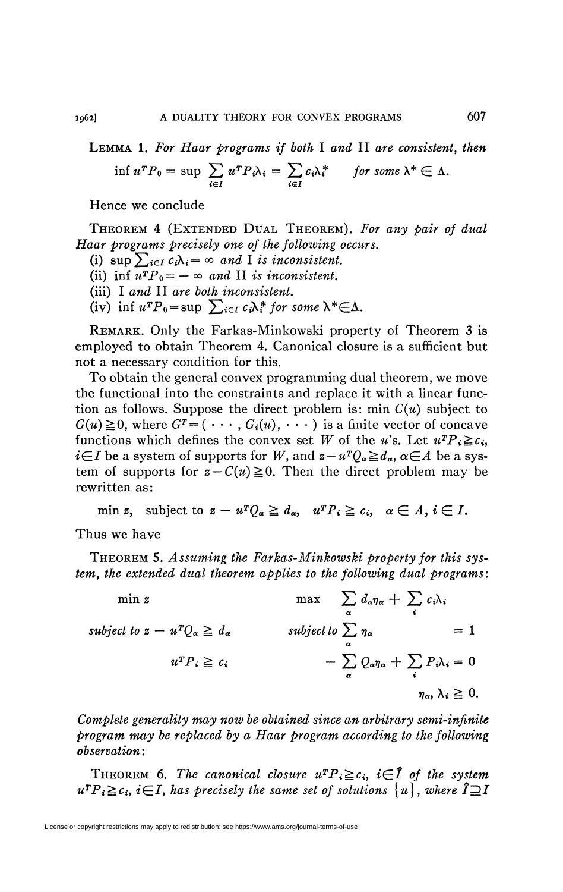LEMMA 1. *For Haar programs if both* I *and* II *are consistent, then*

$$\inf u^T P_0 = \sup \sum_{i \in I} u^T P_i \lambda_i = \sum_{i \in I} c_i \lambda_i^* \quad \text{for some } \lambda^* \in \Lambda.$$

Hence we conclude

THEOREM 4 (EXTENDED DUAL THEOREM). *For any pair of dual Haar programs precisely one of the following occurs.*

(i) $\sup \sum_{i \in I} c_i \lambda_i = \infty$ *and* I *is inconsistent.*

(ii) $\inf u^T P_0 = -\infty$ *and* II *is inconsistent.*

(iii) I *and* II *are both inconsistent.*

(iv) $\inf u^T P_0 = \sup \sum_{i \in I} c_i \lambda_i^*$ *for some* $\lambda^* \in \Lambda$.

REMARK. Only the Farkas-Minkowski property of Theorem 3 is employed to obtain Theorem 4. Canonical closure is a sufficient but not a necessary condition for this.

To obtain the general convex programming dual theorem, we move the functional into the constraints and replace it with a linear function as follows. Suppose the direct problem is: min $C(u)$ subject to $G(u) \geqq 0$, where $G^T = (\cdots, G_i(u), \cdots)$ is a finite vector of concave functions which defines the convex set $W$ of the $u$'s. Let $u^T P_i \geqq c_i$, $i \in I$ be a system of supports for $W$, and $z - u^T Q_\alpha \geqq d_\alpha$, $\alpha \in A$ be a system of supports for $z - C(u) \geqq 0$. Then the direct problem may be rewritten as:

$$\min z, \quad \text{subject to } z - u^T Q_\alpha \geqq d_\alpha, \quad u^T P_i \geqq c_i, \quad \alpha \in A, \ i \in I.$$

Thus we have

THEOREM 5. *Assuming the Farkas-Minkowski property for this system, the extended dual theorem applies to the following dual programs:*

$$\begin{array}{llll}
\min z & & \max & \sum_\alpha d_\alpha \eta_\alpha + \sum_i c_i \lambda_i \\
\textit{subject to } z - u^T Q_\alpha \geqq d_\alpha & & \textit{subject to} & \sum_\alpha \eta_\alpha \qquad\qquad = 1 \\
\qquad\qquad u^T P_i \geqq c_i & & & -\sum_\alpha Q_\alpha \eta_\alpha + \sum_i P_i \lambda_i = 0 \\
& & & \qquad\qquad \eta_\alpha, \lambda_i \geqq 0.
\end{array}$$

*Complete generality may now be obtained since an arbitrary semi-infinite program may be replaced by a Haar program according to the following observation:*

THEOREM 6. *The canonical closure* $u^T P_i \geqq c_i$, $i \in \hat{I}$ *of the system* $u^T P_i \geqq c_i$, $i \in I$, *has precisely the same set of solutions* $\{u\}$, *where* $\hat{I} \supseteq I$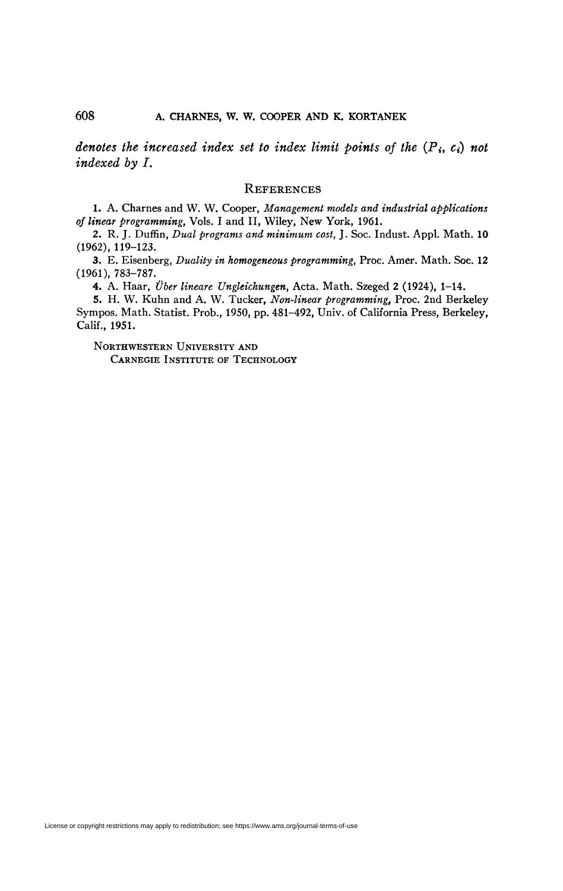*denotes the increased index set to index limit points of the* $(P_i, c_i)$ *not indexed by* $I$.

## References

1. A. Charnes and W. W. Cooper, *Management models and industrial applications of linear programming*, Vols. I and II, Wiley, New York, 1961.
2. R. J. Duffin, *Dual programs and minimum cost*, J. Soc. Indust. Appl. Math. **10** (1962), 119–123.
3. E. Eisenberg, *Duality in homogeneous programming*, Proc. Amer. Math. Soc. **12** (1961), 783–787.
4. A. Haar, *Über lineare Ungleichungen*, Acta. Math. Szeged **2** (1924), 1–14.
5. H. W. Kuhn and A. W. Tucker, *Non-linear programming*, Proc. 2nd Berkeley Sympos. Math. Statist. Prob., 1950, pp. 481–492, Univ. of California Press, Berkeley, Calif., 1951.

Northwestern University and
Carnegie Institute of Technology